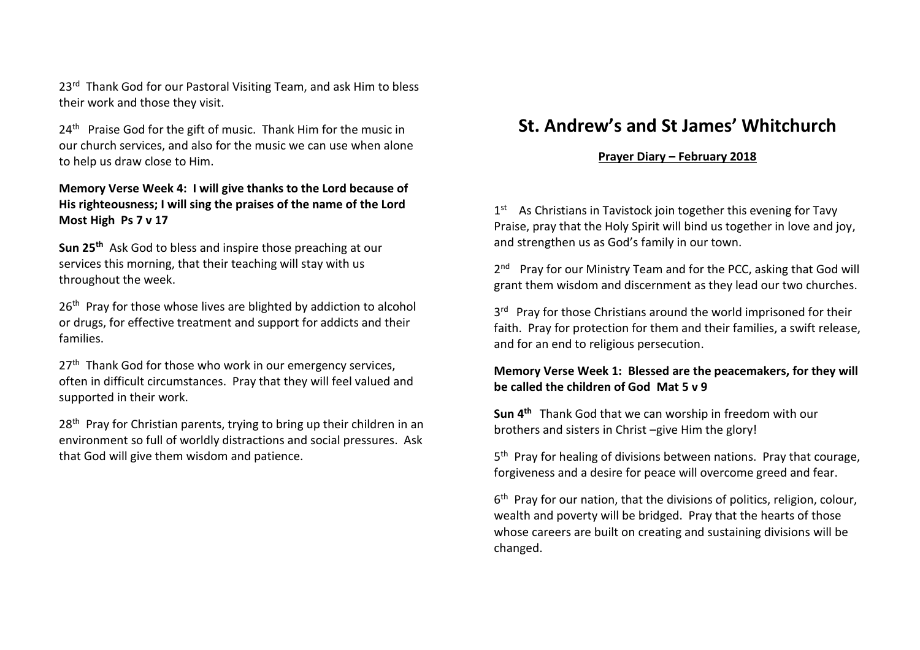23rd Thank God for our Pastoral Visiting Team, and ask Him to bless their work and those they visit.

24th Praise God for the gift of music. Thank Him for the music in our church services, and also for the music we can use when alone to help us draw close to Him.

**Memory Verse Week 4: I will give thanks to the Lord because of His righteousness; I will sing the praises of the name of the Lord Most High Ps 7 v 17**

**Sun 25th** Ask God to bless and inspire those preaching at our services this morning, that their teaching will stay with us throughout the week.

26th Pray for those whose lives are blighted by addiction to alcohol or drugs, for effective treatment and support for addicts and their families.

27th Thank God for those who work in our emergency services, often in difficult circumstances. Pray that they will feel valued and supported in their work.

28th Pray for Christian parents, trying to bring up their children in an environment so full of worldly distractions and social pressures. Ask that God will give them wisdom and patience.

# St. Andrew's and St James' Whitchurch

**Prayer Diary – February 2018**

1st As Christians in Tavistock join together this evening for Tavy Praise, pray that the Holy Spirit will bind us together in love and joy, and strengthen us as God's family in our town.

2nd Pray for our Ministry Team and for the PCC, asking that God will grant them wisdom and discernment as they lead our two churches.

3rd Pray for those Christians around the world imprisoned for their faith. Pray for protection for them and their families, a swift release, and for an end to religious persecution.

**Memory Verse Week 1: Blessed are the peacemakers, for they will be called the children of God Mat 5 v 9**

**Sun 4th** Thank God that we can worship in freedom with our brothers and sisters in Christ –give Him the glory!

5th Pray for healing of divisions between nations. Pray that courage, forgiveness and a desire for peace will overcome greed and fear.

6th Pray for our nation, that the divisions of politics, religion, colour, wealth and poverty will be bridged. Pray that the hearts of those whose careers are built on creating and sustaining divisions will be changed.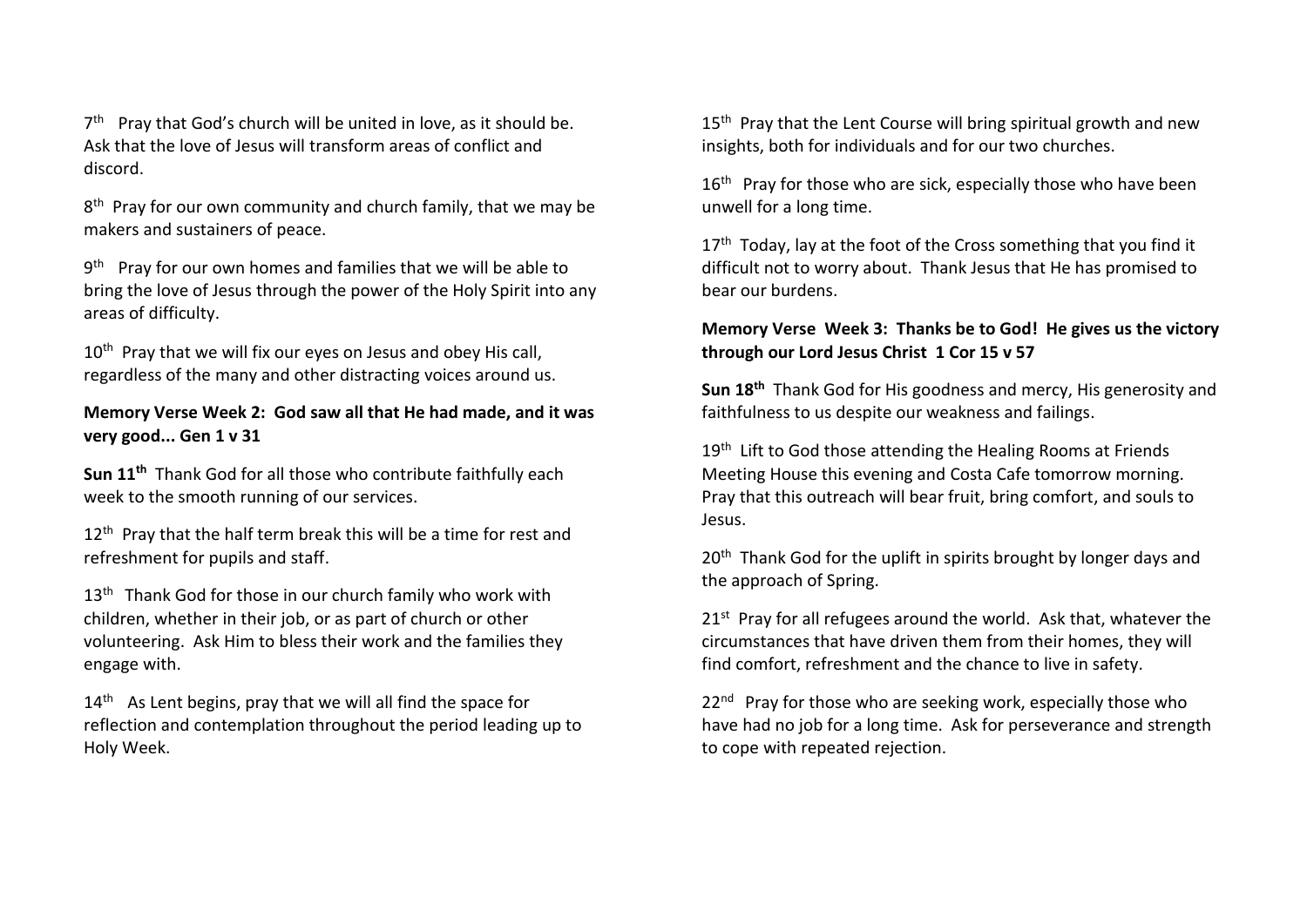7th Pray that God's church will be united in love, as it should be. Ask that the love of Jesus will transform areas of conflict and discord.

8th Pray for our own community and church family, that we may be makers and sustainers of peace.

9th Pray for our own homes and families that we will be able to bring the love of Jesus through the power of the Holy Spirit into any areas of difficulty.

10th Pray that we will fix our eyes on Jesus and obey His call, regardless of the many and other distracting voices around us.

**Memory Verse Week 2: God saw all that He had made, and it was very good... Gen 1 v 31**

**Sun 11th** Thank God for all those who contribute faithfully each week to the smooth running of our services.

12th Pray that the half term break this will be a time for rest and refreshment for pupils and staff.

13th Thank God for those in our church family who work with children, whether in their job, or as part of church or other volunteering. Ask Him to bless their work and the families they engage with.

14th As Lent begins, pray that we will all find the space for reflection and contemplation throughout the period leading up to Holy Week.

15th Pray that the Lent Course will bring spiritual growth and new insights, both for individuals and for our two churches.

16th Pray for those who are sick, especially those who have been unwell for a long time.

17th Today, lay at the foot of the Cross something that you find it difficult not to worry about. Thank Jesus that He has promised to bear our burdens.

**Memory Verse Week 3: Thanks be to God! He gives us the victory through our Lord Jesus Christ 1 Cor 15 v 57**

**Sun 18th** Thank God for His goodness and mercy, His generosity and faithfulness to us despite our weakness and failings.

19th Lift to God those attending the Healing Rooms at Friends Meeting House this evening and Costa Cafe tomorrow morning. Pray that this outreach will bear fruit, bring comfort, and souls to Jesus.

20th Thank God for the uplift in spirits brought by longer days and the approach of Spring.

21st Pray for all refugees around the world. Ask that, whatever the circumstances that have driven them from their homes, they will find comfort, refreshment and the chance to live in safety.

22nd Pray for those who are seeking work, especially those who have had no job for a long time. Ask for perseverance and strength to cope with repeated rejection.